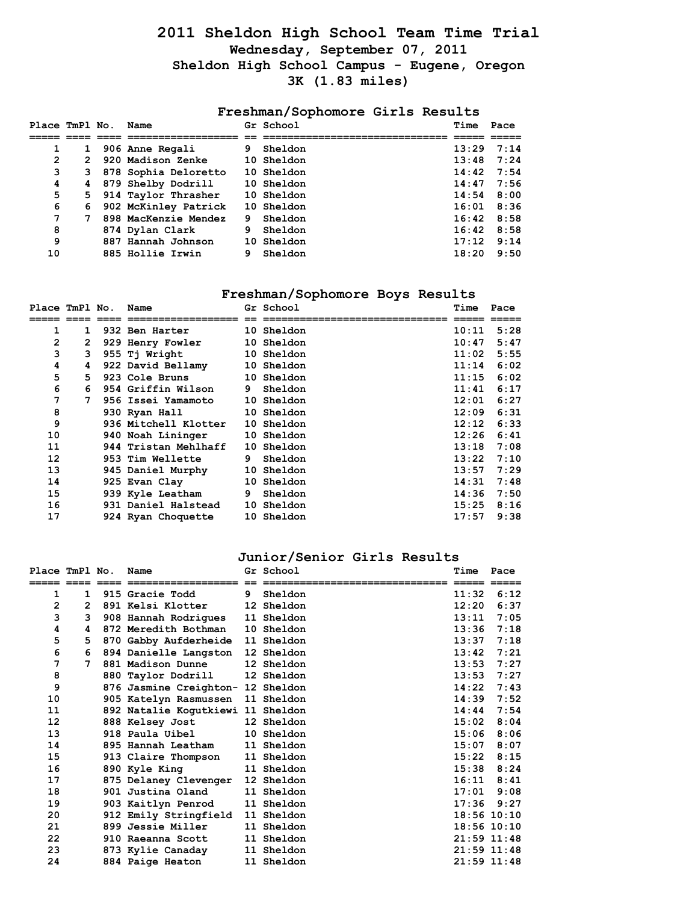# 2011 Sheldon High School Team Time Trial

### Wednesday, September 07, 2011

### Sheldon High School Campus - Eugene, Oregon

### 3K (1.83 miles)

## Freshman/Sophomore Girls Results

| Place | TmPl | No. | Name | Gr | School | Time | Pace |
|---|---|---|---|---|---|---|---|
| 1 | 1 | 906 | Anne Regali | 9 | Sheldon | 13:29 | 7:14 |
| 2 | 2 | 920 | Madison Zenke | 10 | Sheldon | 13:48 | 7:24 |
| 3 | 3 | 878 | Sophia Deloretto | 10 | Sheldon | 14:42 | 7:54 |
| 4 | 4 | 879 | Shelby Dodrill | 10 | Sheldon | 14:47 | 7:56 |
| 5 | 5 | 914 | Taylor Thrasher | 10 | Sheldon | 14:54 | 8:00 |
| 6 | 6 | 902 | McKinley Patrick | 10 | Sheldon | 16:01 | 8:36 |
| 7 | 7 | 898 | MacKenzie Mendez | 9 | Sheldon | 16:42 | 8:58 |
| 8 | | 874 | Dylan Clark | 9 | Sheldon | 16:42 | 8:58 |
| 9 | | 887 | Hannah Johnson | 10 | Sheldon | 17:12 | 9:14 |
| 10 | | 885 | Hollie Irwin | 9 | Sheldon | 18:20 | 9:50 |

## Freshman/Sophomore Boys Results

| Place | TmPl | No. | Name | Gr | School | Time | Pace |
|---|---|---|---|---|---|---|---|
| 1 | 1 | 932 | Ben Harter | 10 | Sheldon | 10:11 | 5:28 |
| 2 | 2 | 929 | Henry Fowler | 10 | Sheldon | 10:47 | 5:47 |
| 3 | 3 | 955 | Tj Wright | 10 | Sheldon | 11:02 | 5:55 |
| 4 | 4 | 922 | David Bellamy | 10 | Sheldon | 11:14 | 6:02 |
| 5 | 5 | 923 | Cole Bruns | 10 | Sheldon | 11:15 | 6:02 |
| 6 | 6 | 954 | Griffin Wilson | 9 | Sheldon | 11:41 | 6:17 |
| 7 | 7 | 956 | Issei Yamamoto | 10 | Sheldon | 12:01 | 6:27 |
| 8 | | 930 | Ryan Hall | 10 | Sheldon | 12:09 | 6:31 |
| 9 | | 936 | Mitchell Klotter | 10 | Sheldon | 12:12 | 6:33 |
| 10 | | 940 | Noah Lininger | 10 | Sheldon | 12:26 | 6:41 |
| 11 | | 944 | Tristan Mehlhaff | 10 | Sheldon | 13:18 | 7:08 |
| 12 | | 953 | Tim Wellette | 9 | Sheldon | 13:22 | 7:10 |
| 13 | | 945 | Daniel Murphy | 10 | Sheldon | 13:57 | 7:29 |
| 14 | | 925 | Evan Clay | 10 | Sheldon | 14:31 | 7:48 |
| 15 | | 939 | Kyle Leatham | 9 | Sheldon | 14:36 | 7:50 |
| 16 | | 931 | Daniel Halstead | 10 | Sheldon | 15:25 | 8:16 |
| 17 | | 924 | Ryan Choquette | 10 | Sheldon | 17:57 | 9:38 |

## Junior/Senior Girls Results

| Place | TmPl | No. | Name | Gr | School | Time | Pace |
|---|---|---|---|---|---|---|---|
| 1 | 1 | 915 | Gracie Todd | 9 | Sheldon | 11:32 | 6:12 |
| 2 | 2 | 891 | Kelsi Klotter | 12 | Sheldon | 12:20 | 6:37 |
| 3 | 3 | 908 | Hannah Rodrigues | 11 | Sheldon | 13:11 | 7:05 |
| 4 | 4 | 872 | Meredith Bothman | 10 | Sheldon | 13:36 | 7:18 |
| 5 | 5 | 870 | Gabby Aufderheide | 11 | Sheldon | 13:37 | 7:18 |
| 6 | 6 | 894 | Danielle Langston | 12 | Sheldon | 13:42 | 7:21 |
| 7 | 7 | 881 | Madison Dunne | 12 | Sheldon | 13:53 | 7:27 |
| 8 | | 880 | Taylor Dodrill | 12 | Sheldon | 13:53 | 7:27 |
| 9 | | 876 | Jasmine Creighton- | 12 | Sheldon | 14:22 | 7:43 |
| 10 | | 905 | Katelyn Rasmussen | 11 | Sheldon | 14:39 | 7:52 |
| 11 | | 892 | Natalie Kogutkiewi | 11 | Sheldon | 14:44 | 7:54 |
| 12 | | 888 | Kelsey Jost | 12 | Sheldon | 15:02 | 8:04 |
| 13 | | 918 | Paula Uibel | 10 | Sheldon | 15:06 | 8:06 |
| 14 | | 895 | Hannah Leatham | 11 | Sheldon | 15:07 | 8:07 |
| 15 | | 913 | Claire Thompson | 11 | Sheldon | 15:22 | 8:15 |
| 16 | | 890 | Kyle King | 11 | Sheldon | 15:38 | 8:24 |
| 17 | | 875 | Delaney Clevenger | 12 | Sheldon | 16:11 | 8:41 |
| 18 | | 901 | Justina Oland | 11 | Sheldon | 17:01 | 9:08 |
| 19 | | 903 | Kaitlyn Penrod | 11 | Sheldon | 17:36 | 9:27 |
| 20 | | 912 | Emily Stringfield | 11 | Sheldon | 18:56 | 10:10 |
| 21 | | 899 | Jessie Miller | 11 | Sheldon | 18:56 | 10:10 |
| 22 | | 910 | Raeanna Scott | 11 | Sheldon | 21:59 | 11:48 |
| 23 | | 873 | Kylie Canaday | 11 | Sheldon | 21:59 | 11:48 |
| 24 | | 884 | Paige Heaton | 11 | Sheldon | 21:59 | 11:48 |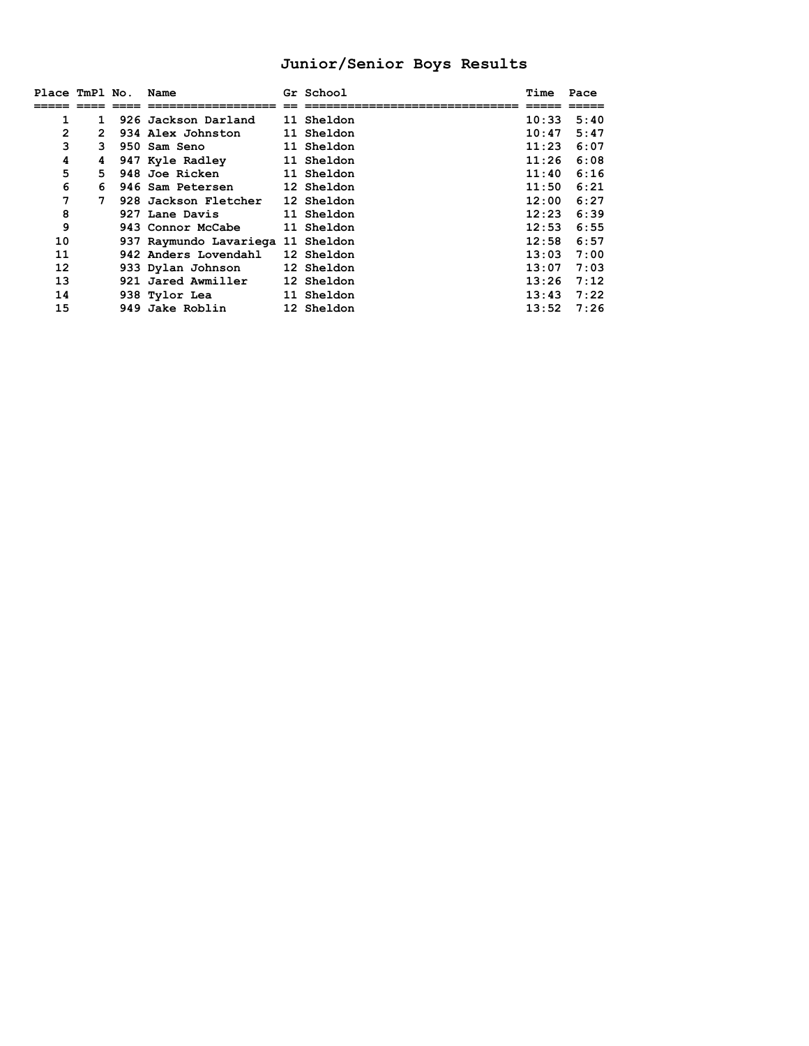# Junior/Senior Boys Results

| Place | TmPl | No. | Name | Gr | School | Time | Pace |
|---|---|---|---|---|---|---|---|
| 1 | 1 | 926 | Jackson Darland | 11 | Sheldon | 10:33 | 5:40 |
| 2 | 2 | 934 | Alex Johnston | 11 | Sheldon | 10:47 | 5:47 |
| 3 | 3 | 950 | Sam Seno | 11 | Sheldon | 11:23 | 6:07 |
| 4 | 4 | 947 | Kyle Radley | 11 | Sheldon | 11:26 | 6:08 |
| 5 | 5 | 948 | Joe Ricken | 11 | Sheldon | 11:40 | 6:16 |
| 6 | 6 | 946 | Sam Petersen | 12 | Sheldon | 11:50 | 6:21 |
| 7 | 7 | 928 | Jackson Fletcher | 12 | Sheldon | 12:00 | 6:27 |
| 8 | | 927 | Lane Davis | 11 | Sheldon | 12:23 | 6:39 |
| 9 | | 943 | Connor McCabe | 11 | Sheldon | 12:53 | 6:55 |
| 10 | | 937 | Raymundo Lavariega | 11 | Sheldon | 12:58 | 6:57 |
| 11 | | 942 | Anders Lovendahl | 12 | Sheldon | 13:03 | 7:00 |
| 12 | | 933 | Dylan Johnson | 12 | Sheldon | 13:07 | 7:03 |
| 13 | | 921 | Jared Awmiller | 12 | Sheldon | 13:26 | 7:12 |
| 14 | | 938 | Tylor Lea | 11 | Sheldon | 13:43 | 7:22 |
| 15 | | 949 | Jake Roblin | 12 | Sheldon | 13:52 | 7:26 |